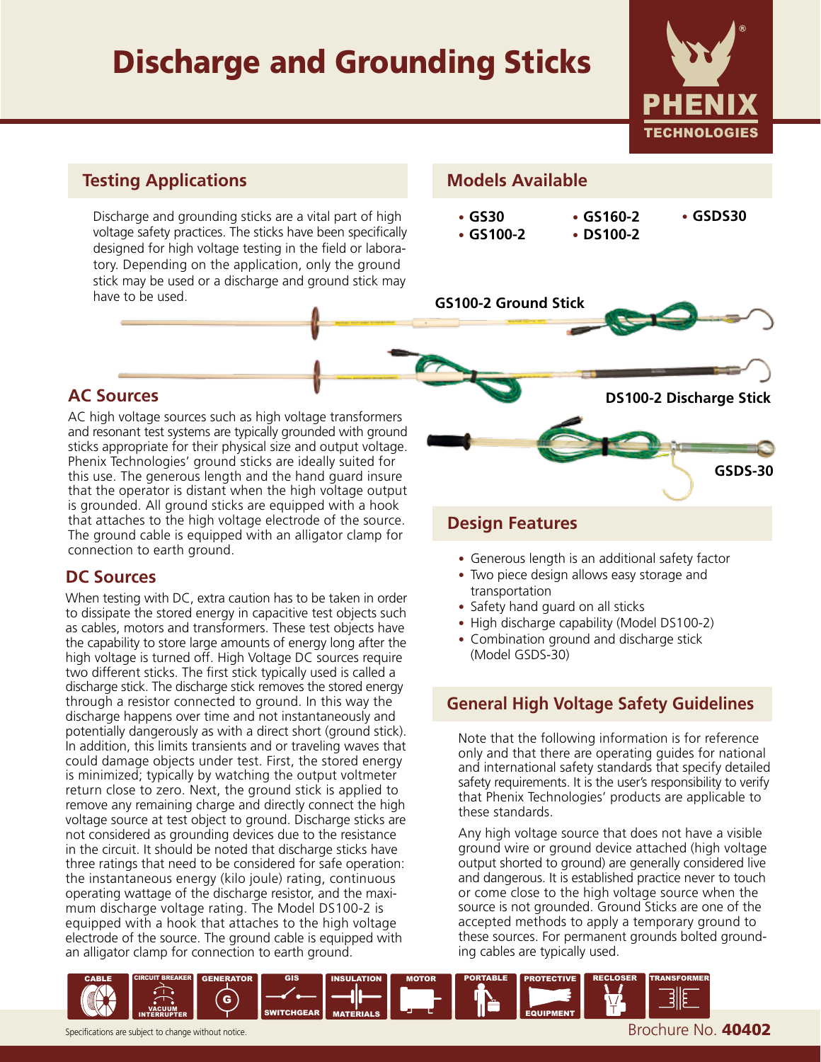# Discharge and Grounding Sticks

## Testing Applications

Discharge and grounding sticks are a vital part of high voltage safety practices. The sticks have been specifically designed for high voltage testing in the field or laboratory. Depending on the application, only the ground stick may be used or a discharge and ground stick may have to be used.

## AC Sources

AC high voltage sources such as high voltage transformers and resonant test systems are typically grounded with ground sticks appropriate for their physical size and output voltage. Phenix Technologies' ground sticks are ideally suited for this use. The generous length and the hand guard insure that the operator is distant when the high voltage output is grounded. All ground sticks are equipped with a hook that attaches to the high voltage electrode of the source. The ground cable is equipped with an alligator clamp for connection to earth ground.

## DC Sources

When testing with DC, extra caution has to be taken in order to dissipate the stored energy in capacitive test objects such as cables, motors and transformers. These test objects have the capability to store large amounts of energy long after the high voltage is turned off. High Voltage DC sources require two different sticks. The first stick typically used is called a discharge stick. The discharge stick removes the stored energy through a resistor connected to ground. In this way the discharge happens over time and not instantaneously and potentially dangerously as with a direct short (ground stick). In addition, this limits transients and or traveling waves that could damage objects under test. First, the stored energy is minimized; typically by watching the output voltmeter return close to zero. Next, the ground stick is applied to remove any remaining charge and directly connect the high voltage source at test object to ground. Discharge sticks are not considered as grounding devices due to the resistance in the circuit. It should be noted that discharge sticks have three ratings that need to be considered for safe operation: the instantaneous energy (kilo joule) rating, continuous operating wattage of the discharge resistor, and the maximum discharge voltage rating. The Model DS100-2 is equipped with a hook that attaches to the high voltage electrode of the source. The ground cable is equipped with an alligator clamp for connection to earth ground.

## Models Available

- GS30
- GS100-2
- GS160-2
- DS100-2
- GSDS30

GS100-2 Ground Stick

DS100-2 Discharge Stick

GSDS-30

## Design Features

- Generous length is an additional safety factor
- Two piece design allows easy storage and transportation
- Safety hand guard on all sticks
- High discharge capability (Model DS100-2)
- Combination ground and discharge stick (Model GSDS-30)

## General High Voltage Safety Guidelines

Note that the following information is for reference only and that there are operating guides for national and international safety standards that specify detailed safety requirements. It is the user's responsibility to verify that Phenix Technologies' products are applicable to these standards.

Any high voltage source that does not have a visible ground wire or ground device attached (high voltage output shorted to ground) are generally considered live and dangerous. It is established practice never to touch or come close to the high voltage source when the source is not grounded. Ground Sticks are one of the accepted methods to apply a temporary ground to these sources. For permanent grounds bolted grounding cables are typically used.

CABLE | CIRCUIT BREAKER VACUUM INTERRUPTER | GENERATOR | GIS SWITCHGEAR | INSULATION MATERIALS | MOTOR | PORTABLE | PROTECTIVE EQUIPMENT | RECLOSER | TRANSFORMER

Specifications are subject to change without notice.

Brochure No. **40402**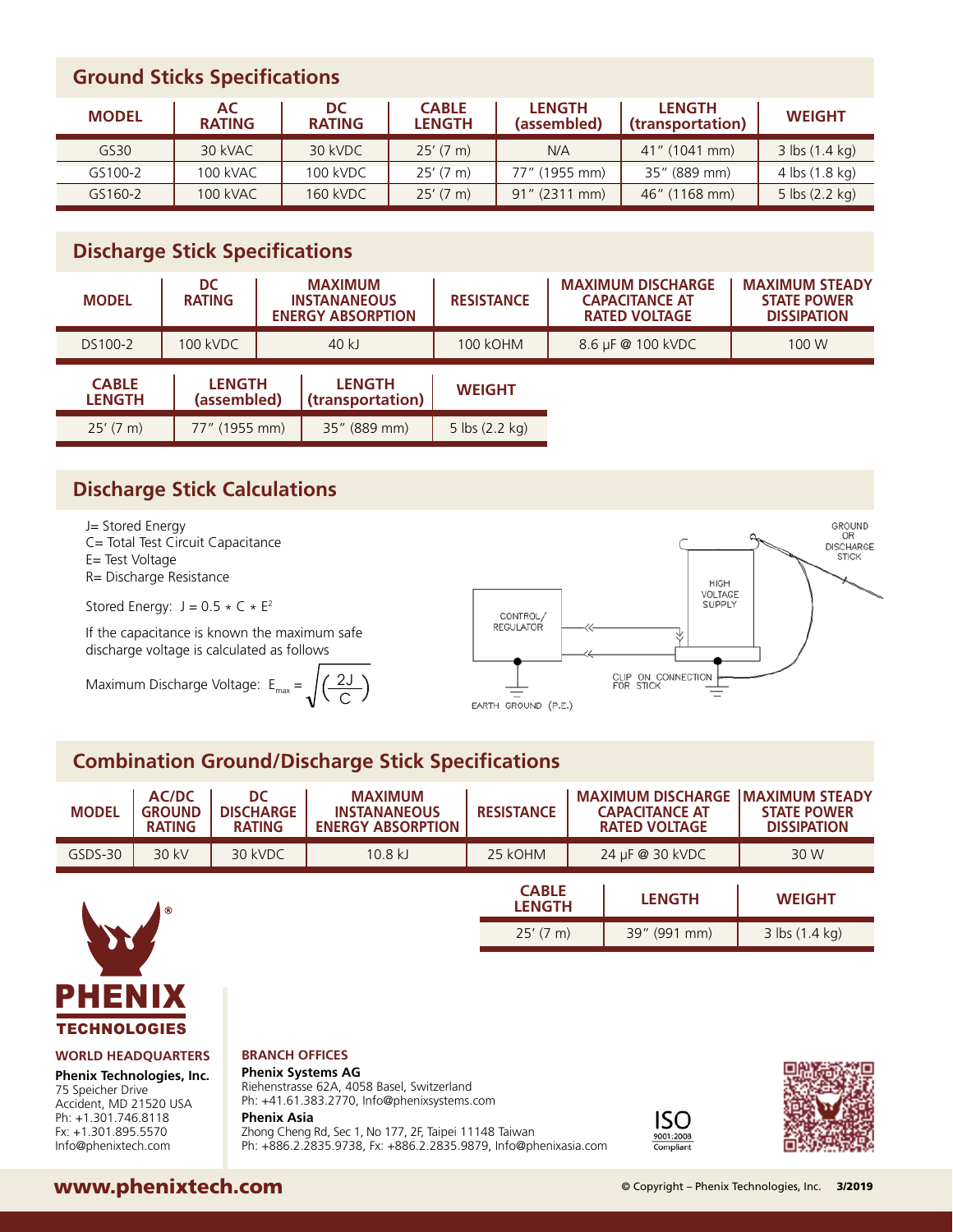## Ground Sticks Specifications

| MODEL | AC RATING | DC RATING | CABLE LENGTH | LENGTH (assembled) | LENGTH (transportation) | WEIGHT |
|---|---|---|---|---|---|---|
| GS30 | 30 kVAC | 30 kVDC | 25' (7 m) | N/A | 41" (1041 mm) | 3 lbs (1.4 kg) |
| GS100-2 | 100 kVAC | 100 kVDC | 25' (7 m) | 77" (1955 mm) | 35" (889 mm) | 4 lbs (1.8 kg) |
| GS160-2 | 100 kVAC | 160 kVDC | 25' (7 m) | 91" (2311 mm) | 46" (1168 mm) | 5 lbs (2.2 kg) |

## Discharge Stick Specifications

| MODEL | DC RATING | MAXIMUM INSTANANEOUS ENERGY ABSORPTION | RESISTANCE | MAXIMUM DISCHARGE CAPACITANCE AT RATED VOLTAGE | MAXIMUM STEADY STATE POWER DISSIPATION |
|---|---|---|---|---|---|
| DS100-2 | 100 kVDC | 40 kJ | 100 kOHM | 8.6 µF @ 100 kVDC | 100 W |

| CABLE LENGTH | LENGTH (assembled) | LENGTH (transportation) | WEIGHT |
|---|---|---|---|
| 25' (7 m) | 77" (1955 mm) | 35" (889 mm) | 5 lbs (2.2 kg) |

## Discharge Stick Calculations

J= Stored Energy
C= Total Test Circuit Capacitance
E= Test Voltage
R= Discharge Resistance

Stored Energy: $J = 0.5 * C * E^2$

If the capacitance is known the maximum safe discharge voltage is calculated as follows

Maximum Discharge Voltage: $E_{max} = \sqrt{\left(\frac{2J}{C}\right)}$

GROUND OR DISCHARGE STICK
HIGH VOLTAGE SUPPLY
CONTROL/ REGULATOR
CLIP ON CONNECTION FOR STICK
EARTH GROUND (P.E.)

## Combination Ground/Discharge Stick Specifications

| MODEL | AC/DC GROUND RATING | DC DISCHARGE RATING | MAXIMUM INSTANANEOUS ENERGY ABSORPTION | RESISTANCE | MAXIMUM DISCHARGE CAPACITANCE AT RATED VOLTAGE | MAXIMUM STEADY STATE POWER DISSIPATION |
|---|---|---|---|---|---|---|
| GSDS-30 | 30 kV | 30 kVDC | 10.8 kJ | 25 kOHM | 24 µF @ 30 kVDC | 30 W |

| CABLE LENGTH | LENGTH | WEIGHT |
|---|---|---|
| 25' (7 m) | 39" (991 mm) | 3 lbs (1.4 kg) |

PHENIX® TECHNOLOGIES

**WORLD HEADQUARTERS**

**Phenix Technologies, Inc.**
75 Speicher Drive
Accident, MD 21520 USA
Ph: +1.301.746.8118
Fx: +1.301.895.5570
Info@phenixtech.com

**BRANCH OFFICES**

**Phenix Systems AG**
Riehenstrasse 62A, 4058 Basel, Switzerland
Ph: +41.61.383.2770, Info@phenixsystems.com

**Phenix Asia**
Zhong Cheng Rd, Sec 1, No 177, 2F, Taipei 11148 Taiwan
Ph: +886.2.2835.9738, Fx: +886.2.2835.9879, Info@phenixasia.com

ISO 9001:2008 Compliant

**www.phenixtech.com**

© Copyright – Phenix Technologies, Inc. **3/2019**